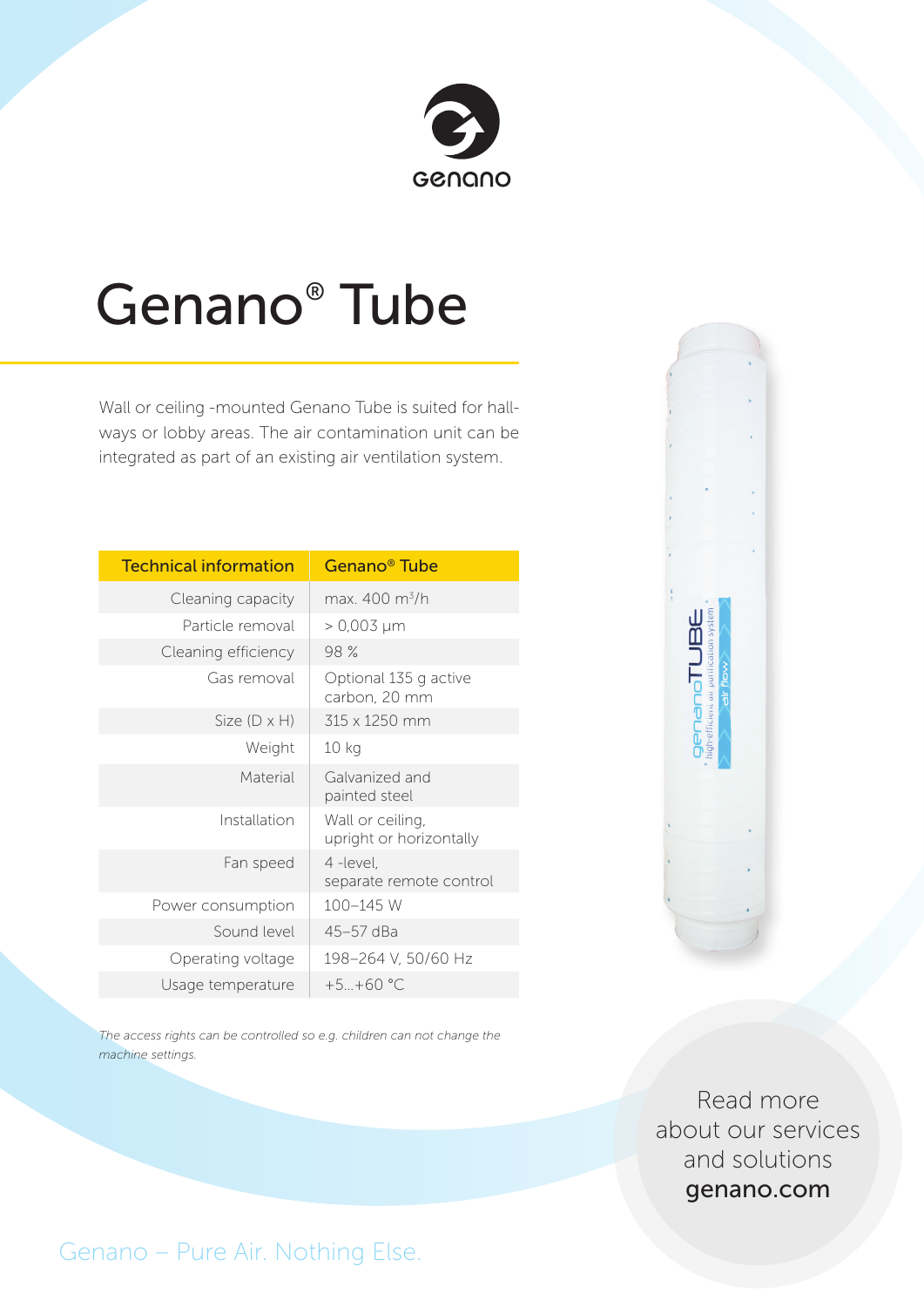# Genano® Tube

Wall or ceiling -mounted Genano Tube is suited for hallways or lobby areas. The air contamination unit can be integrated as part of an existing air ventilation system.

| Technical information | Genano® Tube |
| --- | --- |
| Cleaning capacity | max. 400 $m^3$/h |
| Particle removal | > 0,003 µm |
| Cleaning efficiency | 98 % |
| Gas removal | Optional 135 g active carbon, 20 mm |
| Size (D x H) | 315 x 1250 mm |
| Weight | 10 kg |
| Material | Galvanized and painted steel |
| Installation | Wall or ceiling, upright or horizontally |
| Fan speed | 4 -level, separate remote control |
| Power consumption | 100–145 W |
| Sound level | 45–57 dBa |
| Operating voltage | 198–264 V, 50/60 Hz |
| Usage temperature | +5...+60 °C |

*The access rights can be controlled so e.g. children can not change the machine settings.*

Read more about our services and solutions **genano.com**

Genano – Pure Air. Nothing Else.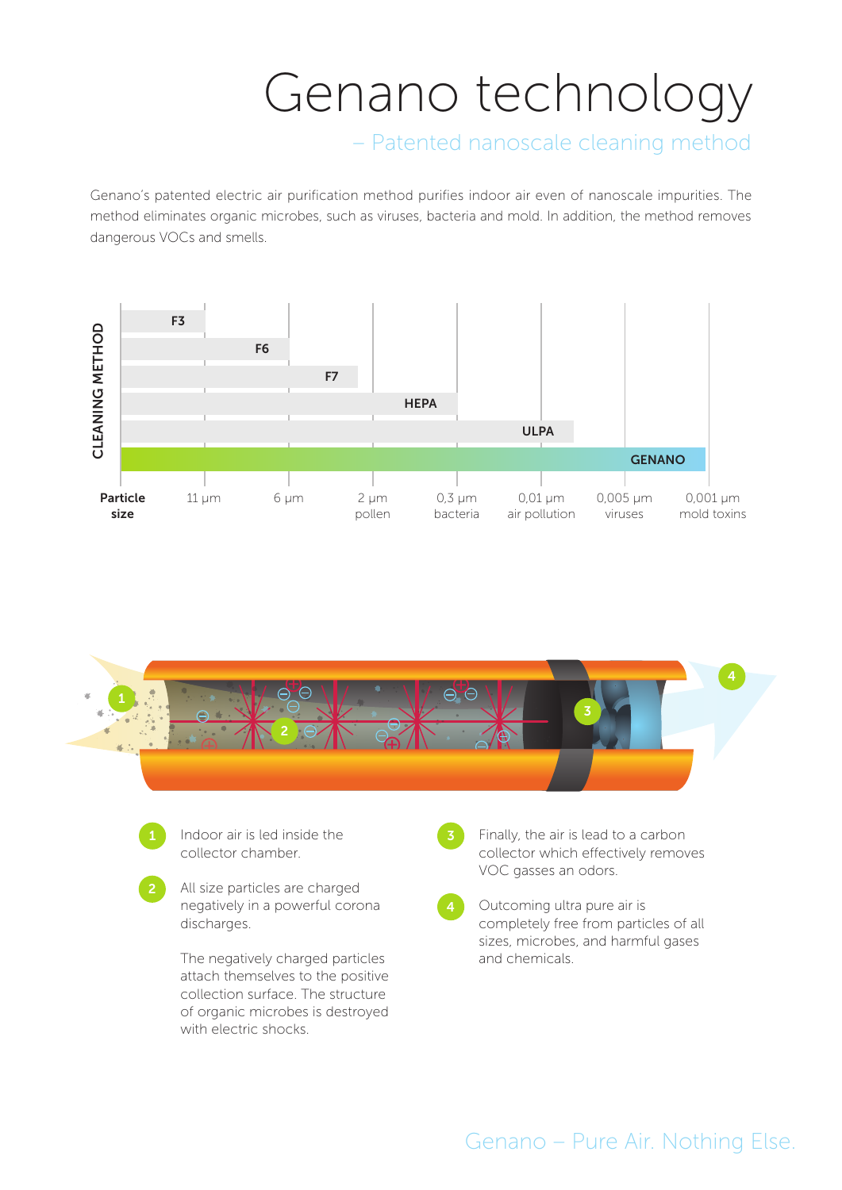# Genano technology

– Patented nanoscale cleaning method

Genano's patented electric air purification method purifies indoor air even of nanoscale impurities. The method eliminates organic microbes, such as viruses, bacteria and mold. In addition, the method removes dangerous VOCs and smells.

CLEANING METHOD

F3

F6

F7

HEPA

ULPA

GENANO

Particle size

11 µm

6 µm

2 µm pollen

0,3 µm bacteria

0,01 µm air pollution

0,005 µm viruses

0,001 µm mold toxins

1. Indoor air is led inside the collector chamber.
2. All size particles are charged negatively in a powerful corona discharges.

   The negatively charged particles attach themselves to the positive collection surface. The structure of organic microbes is destroyed with electric shocks.
3. Finally, the air is lead to a carbon collector which effectively removes VOC gasses an odors.
4. Outcoming ultra pure air is completely free from particles of all sizes, microbes, and harmful gases and chemicals.

Genano – Pure Air. Nothing Else.